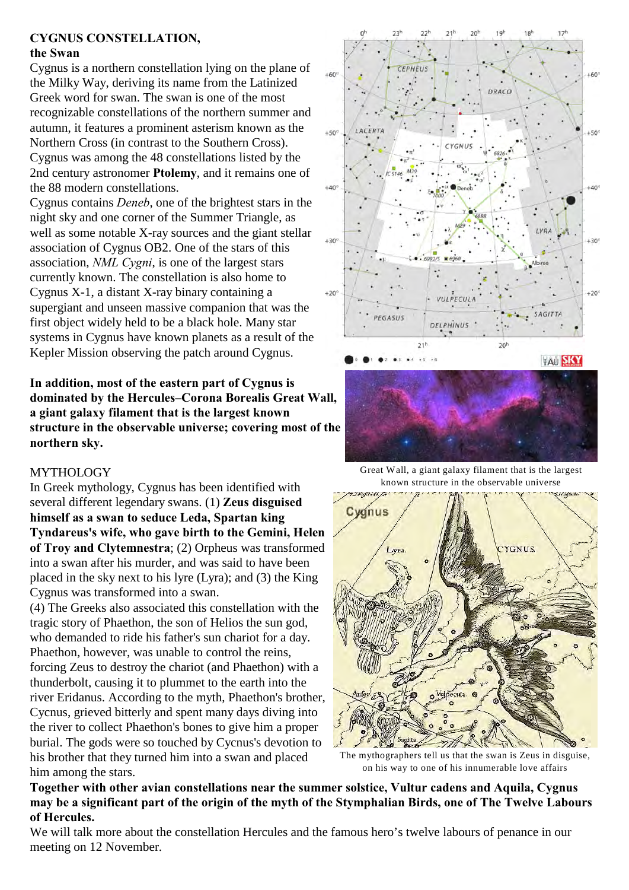**CYGNUS CONSTELLATION,**
**the Swan**

Cygnus is a northern constellation lying on the plane of the Milky Way, deriving its name from the Latinized Greek word for swan. The swan is one of the most recognizable constellations of the northern summer and autumn, it features a prominent asterism known as the Northern Cross (in contrast to the Southern Cross). Cygnus was among the 48 constellations listed by the 2nd century astronomer **Ptolemy**, and it remains one of the 88 modern constellations.

Cygnus contains *Deneb*, one of the brightest stars in the night sky and one corner of the Summer Triangle, as well as some notable X-ray sources and the giant stellar association of Cygnus OB2. One of the stars of this association, *NML Cygni*, is one of the largest stars currently known. The constellation is also home to Cygnus X-1, a distant X-ray binary containing a supergiant and unseen massive companion that was the first object widely held to be a black hole. Many star systems in Cygnus have known planets as a result of the Kepler Mission observing the patch around Cygnus.

**In addition, most of the eastern part of Cygnus is dominated by the Hercules–Corona Borealis Great Wall, a giant galaxy filament that is the largest known structure in the observable universe; covering most of the northern sky.**

Great Wall, a giant galaxy filament that is the largest known structure in the observable universe

MYTHOLOGY

In Greek mythology, Cygnus has been identified with several different legendary swans. (1) **Zeus disguised himself as a swan to seduce Leda, Spartan king Tyndareus's wife, who gave birth to the Gemini, Helen of Troy and Clytemnestra**; (2) Orpheus was transformed into a swan after his murder, and was said to have been placed in the sky next to his lyre (Lyra); and (3) the King Cygnus was transformed into a swan.

(4) The Greeks also associated this constellation with the tragic story of Phaethon, the son of Helios the sun god, who demanded to ride his father's sun chariot for a day. Phaethon, however, was unable to control the reins, forcing Zeus to destroy the chariot (and Phaethon) with a thunderbolt, causing it to plummet to the earth into the river Eridanus. According to the myth, Phaethon's brother, Cycnus, grieved bitterly and spent many days diving into the river to collect Phaethon's bones to give him a proper burial. The gods were so touched by Cycnus's devotion to his brother that they turned him into a swan and placed him among the stars.

The mythographers tell us that the swan is Zeus in disguise, on his way to one of his innumerable love affairs

**Together with other avian constellations near the summer solstice, Vultur cadens and Aquila, Cygnus may be a significant part of the origin of the myth of the Stymphalian Birds, one of The Twelve Labours of Hercules.**

We will talk more about the constellation Hercules and the famous hero's twelve labours of penance in our meeting on 12 November.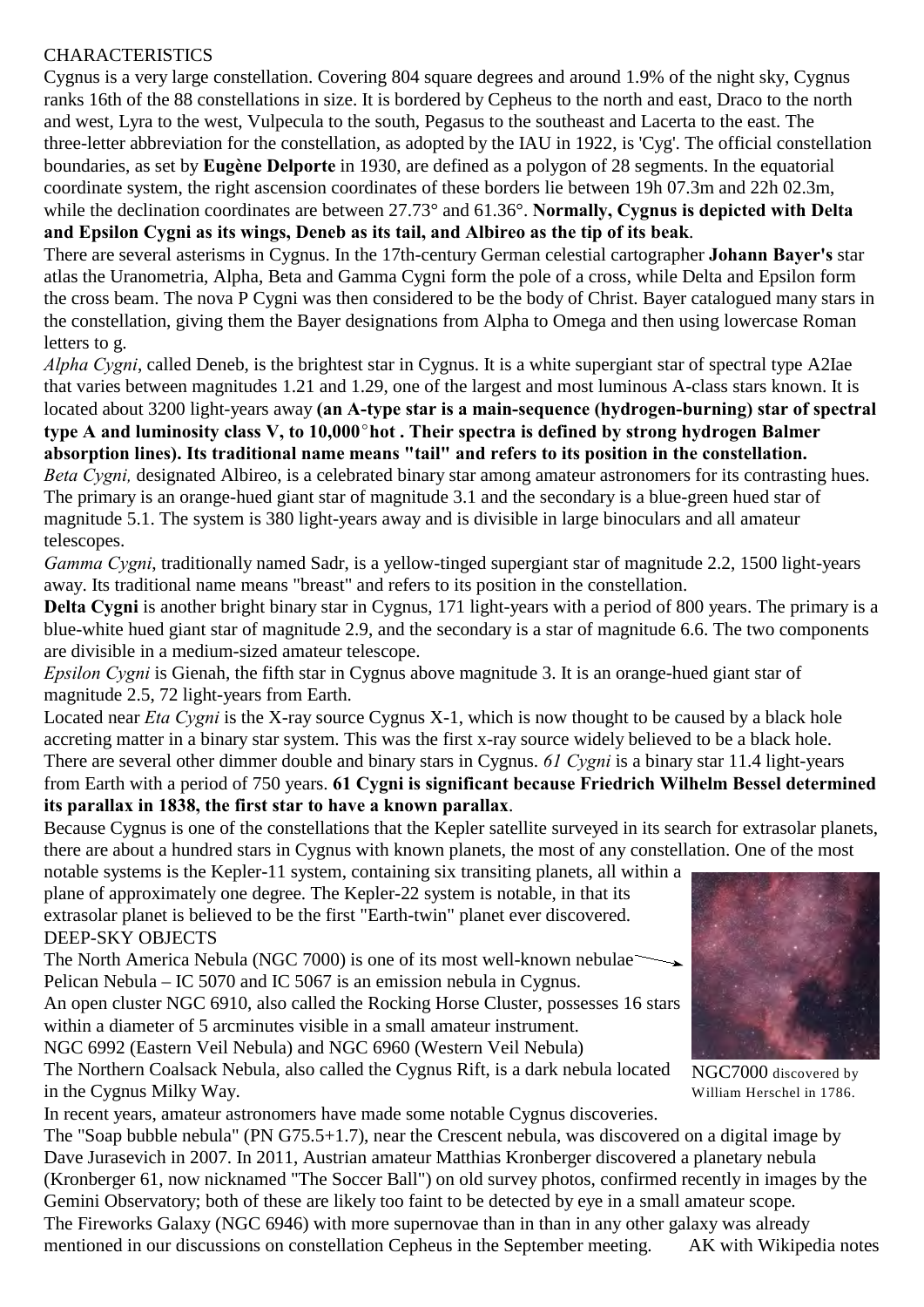CHARACTERISTICS

Cygnus is a very large constellation. Covering 804 square degrees and around 1.9% of the night sky, Cygnus ranks 16th of the 88 constellations in size. It is bordered by Cepheus to the north and east, Draco to the north and west, Lyra to the west, Vulpecula to the south, Pegasus to the southeast and Lacerta to the east. The three-letter abbreviation for the constellation, as adopted by the IAU in 1922, is 'Cyg'. The official constellation boundaries, as set by **Eugène Delporte** in 1930, are defined as a polygon of 28 segments. In the equatorial coordinate system, the right ascension coordinates of these borders lie between 19h 07.3m and 22h 02.3m, while the declination coordinates are between 27.73° and 61.36°. **Normally, Cygnus is depicted with Delta and Epsilon Cygni as its wings, Deneb as its tail, and Albireo as the tip of its beak**.

There are several asterisms in Cygnus. In the 17th-century German celestial cartographer **Johann Bayer's** star atlas the Uranometria, Alpha, Beta and Gamma Cygni form the pole of a cross, while Delta and Epsilon form the cross beam. The nova P Cygni was then considered to be the body of Christ. Bayer catalogued many stars in the constellation, giving them the Bayer designations from Alpha to Omega and then using lowercase Roman letters to g.

*Alpha Cygni*, called Deneb, is the brightest star in Cygnus. It is a white supergiant star of spectral type A2Iae that varies between magnitudes 1.21 and 1.29, one of the largest and most luminous A-class stars known. It is located about 3200 light-years away **(an A-type star is a main-sequence (hydrogen-burning) star of spectral type A and luminosity class V, to 10,000°hot . Their spectra is defined by strong hydrogen Balmer absorption lines). Its traditional name means "tail" and refers to its position in the constellation.**

*Beta Cygni,* designated Albireo, is a celebrated binary star among amateur astronomers for its contrasting hues. The primary is an orange-hued giant star of magnitude 3.1 and the secondary is a blue-green hued star of magnitude 5.1. The system is 380 light-years away and is divisible in large binoculars and all amateur telescopes.

*Gamma Cygni*, traditionally named Sadr, is a yellow-tinged supergiant star of magnitude 2.2, 1500 light-years away. Its traditional name means "breast" and refers to its position in the constellation.

**Delta Cygni** is another bright binary star in Cygnus, 171 light-years with a period of 800 years. The primary is a blue-white hued giant star of magnitude 2.9, and the secondary is a star of magnitude 6.6. The two components are divisible in a medium-sized amateur telescope.

*Epsilon Cygni* is Gienah, the fifth star in Cygnus above magnitude 3. It is an orange-hued giant star of magnitude 2.5, 72 light-years from Earth.

Located near *Eta Cygni* is the X-ray source Cygnus X-1, which is now thought to be caused by a black hole accreting matter in a binary star system. This was the first x-ray source widely believed to be a black hole. There are several other dimmer double and binary stars in Cygnus. *61 Cygni* is a binary star 11.4 light-years from Earth with a period of 750 years. **61 Cygni is significant because Friedrich Wilhelm Bessel determined its parallax in 1838, the first star to have a known parallax**.

Because Cygnus is one of the constellations that the Kepler satellite surveyed in its search for extrasolar planets, there are about a hundred stars in Cygnus with known planets, the most of any constellation. One of the most notable systems is the Kepler-11 system, containing six transiting planets, all within a plane of approximately one degree. The Kepler-22 system is notable, in that its extrasolar planet is believed to be the first "Earth-twin" planet ever discovered.

DEEP-SKY OBJECTS

The North America Nebula (NGC 7000) is one of its most well-known nebulae

Pelican Nebula – IC 5070 and IC 5067 is an emission nebula in Cygnus.

An open cluster NGC 6910, also called the Rocking Horse Cluster, possesses 16 stars within a diameter of 5 arcminutes visible in a small amateur instrument.

NGC 6992 (Eastern Veil Nebula) and NGC 6960 (Western Veil Nebula)

The Northern Coalsack Nebula, also called the Cygnus Rift, is a dark nebula located in the Cygnus Milky Way.

NGC7000 discovered by William Herschel in 1786.

In recent years, amateur astronomers have made some notable Cygnus discoveries.

The "Soap bubble nebula" (PN G75.5+1.7), near the Crescent nebula, was discovered on a digital image by Dave Jurasevich in 2007. In 2011, Austrian amateur Matthias Kronberger discovered a planetary nebula (Kronberger 61, now nicknamed "The Soccer Ball") on old survey photos, confirmed recently in images by the Gemini Observatory; both of these are likely too faint to be detected by eye in a small amateur scope.

The Fireworks Galaxy (NGC 6946) with more supernovae than in than in any other galaxy was already mentioned in our discussions on constellation Cepheus in the September meeting. AK with Wikipedia notes